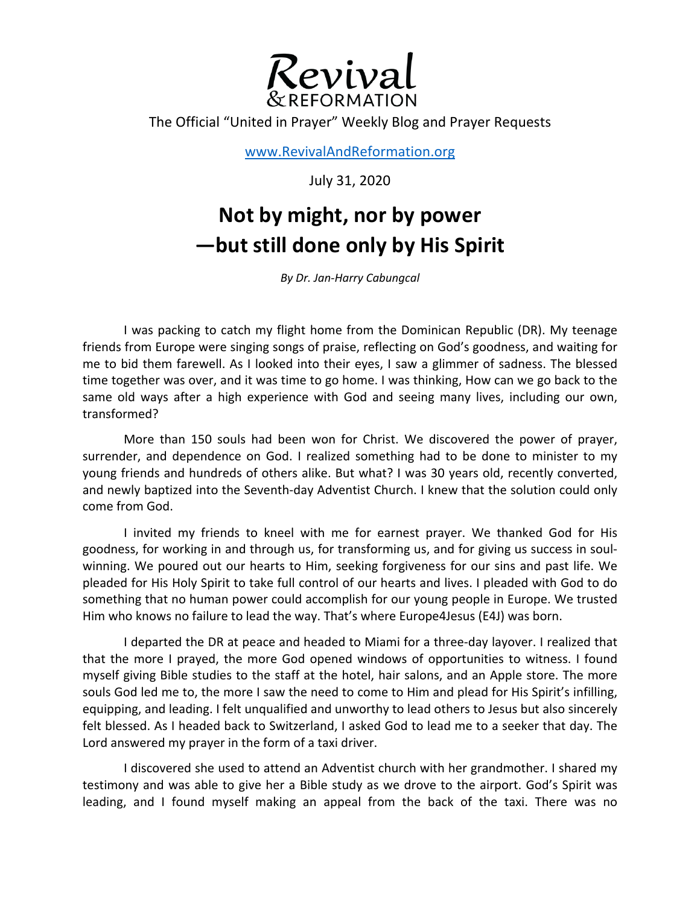# Revival & REFORMATION

The Official "United in Prayer" Weekly Blog and Prayer Requests

www.RevivalAndReformation.org

July 31, 2020

## Not by might, nor by power —but still done only by His Spirit

*By Dr. Jan-Harry Cabungcal*

I was packing to catch my flight home from the Dominican Republic (DR). My teenage friends from Europe were singing songs of praise, reflecting on God's goodness, and waiting for me to bid them farewell. As I looked into their eyes, I saw a glimmer of sadness. The blessed time together was over, and it was time to go home. I was thinking, How can we go back to the same old ways after a high experience with God and seeing many lives, including our own, transformed?

More than 150 souls had been won for Christ. We discovered the power of prayer, surrender, and dependence on God. I realized something had to be done to minister to my young friends and hundreds of others alike. But what? I was 30 years old, recently converted, and newly baptized into the Seventh-day Adventist Church. I knew that the solution could only come from God.

I invited my friends to kneel with me for earnest prayer. We thanked God for His goodness, for working in and through us, for transforming us, and for giving us success in soul-winning. We poured out our hearts to Him, seeking forgiveness for our sins and past life. We pleaded for His Holy Spirit to take full control of our hearts and lives. I pleaded with God to do something that no human power could accomplish for our young people in Europe. We trusted Him who knows no failure to lead the way. That's where Europe4Jesus (E4J) was born.

I departed the DR at peace and headed to Miami for a three-day layover. I realized that that the more I prayed, the more God opened windows of opportunities to witness. I found myself giving Bible studies to the staff at the hotel, hair salons, and an Apple store. The more souls God led me to, the more I saw the need to come to Him and plead for His Spirit's infilling, equipping, and leading. I felt unqualified and unworthy to lead others to Jesus but also sincerely felt blessed. As I headed back to Switzerland, I asked God to lead me to a seeker that day. The Lord answered my prayer in the form of a taxi driver.

I discovered she used to attend an Adventist church with her grandmother. I shared my testimony and was able to give her a Bible study as we drove to the airport. God's Spirit was leading, and I found myself making an appeal from the back of the taxi. There was no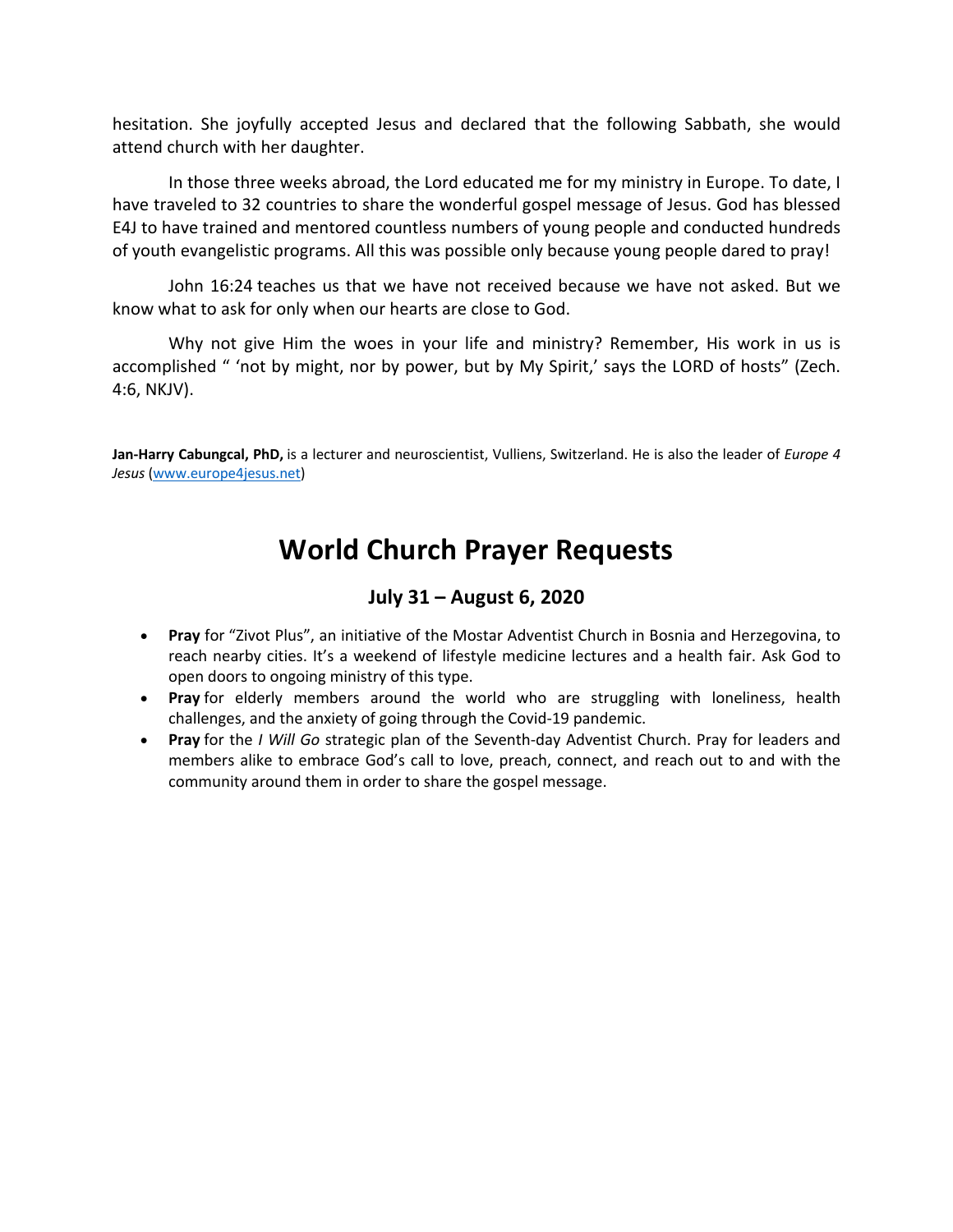hesitation. She joyfully accepted Jesus and declared that the following Sabbath, she would attend church with her daughter.

In those three weeks abroad, the Lord educated me for my ministry in Europe. To date, I have traveled to 32 countries to share the wonderful gospel message of Jesus. God has blessed E4J to have trained and mentored countless numbers of young people and conducted hundreds of youth evangelistic programs. All this was possible only because young people dared to pray!

John 16:24 teaches us that we have not received because we have not asked. But we know what to ask for only when our hearts are close to God.

Why not give Him the woes in your life and ministry? Remember, His work in us is accomplished " 'not by might, nor by power, but by My Spirit,' says the LORD of hosts" (Zech. 4:6, NKJV).

**Jan-Harry Cabungcal, PhD,** is a lecturer and neuroscientist, Vulliens, Switzerland. He is also the leader of *Europe 4 Jesus* (www.europe4jesus.net)

# World Church Prayer Requests

## July 31 – August 6, 2020

- **Pray** for "Zivot Plus", an initiative of the Mostar Adventist Church in Bosnia and Herzegovina, to reach nearby cities. It's a weekend of lifestyle medicine lectures and a health fair. Ask God to open doors to ongoing ministry of this type.
- **Pray** for elderly members around the world who are struggling with loneliness, health challenges, and the anxiety of going through the Covid-19 pandemic.
- **Pray** for the *I Will Go* strategic plan of the Seventh-day Adventist Church. Pray for leaders and members alike to embrace God's call to love, preach, connect, and reach out to and with the community around them in order to share the gospel message.